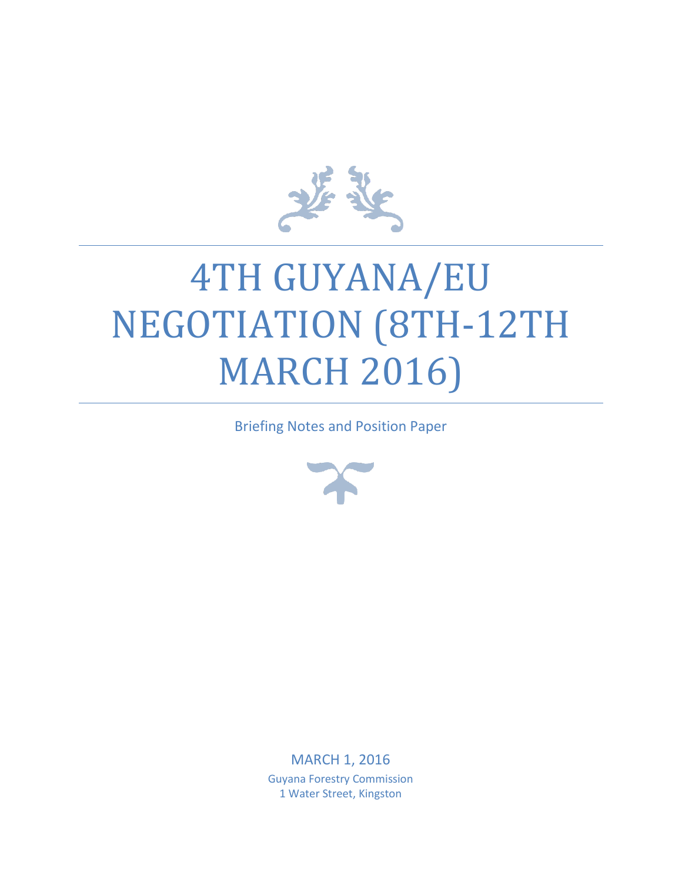# 4TH GUYANA/EU NEGOTIATION (8TH-12TH MARCH 2016)

Briefing Notes and Position Paper

MARCH 1, 2016

Guyana Forestry Commission
1 Water Street, Kingston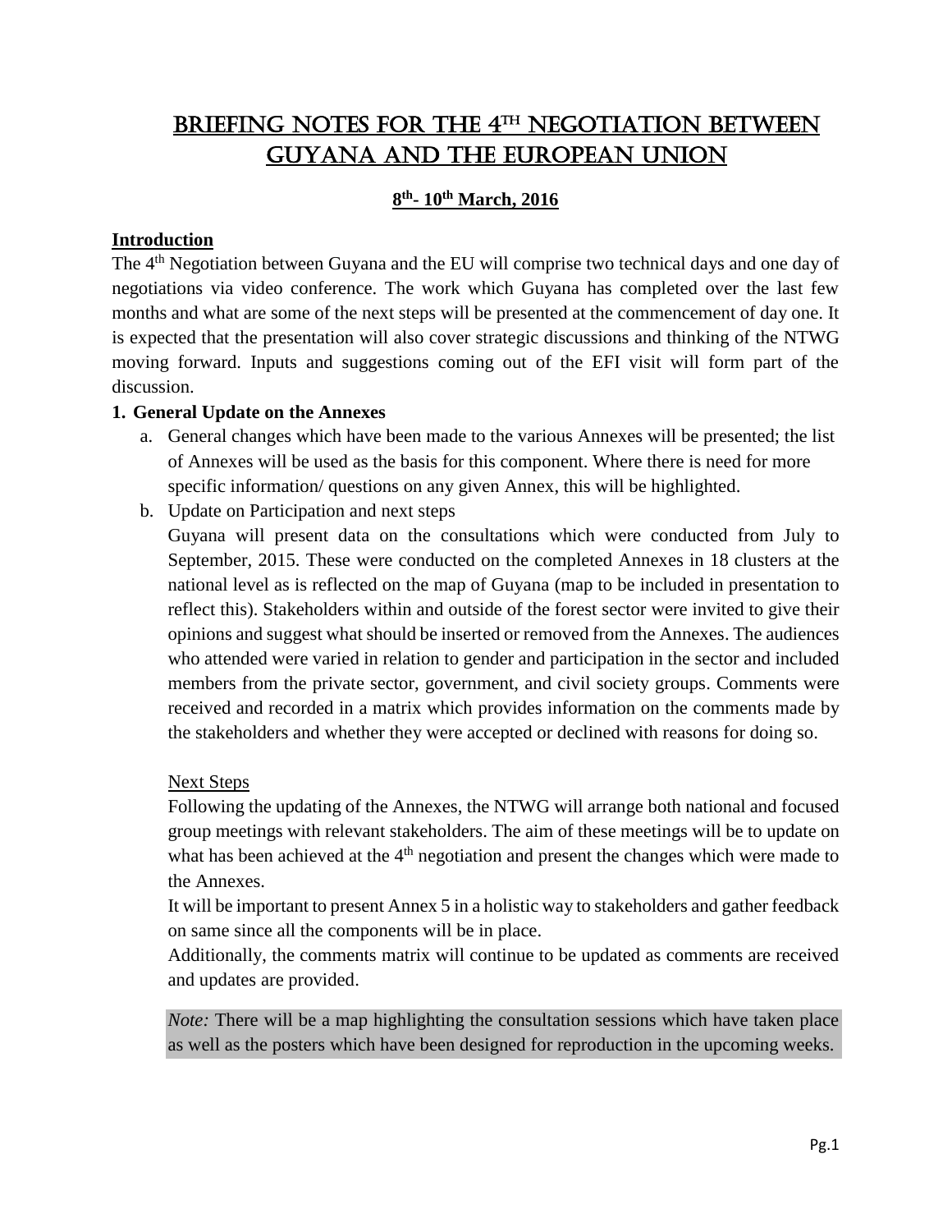# BRIEFING NOTES FOR THE 4TH NEGOTIATION BETWEEN GUYANA AND THE EUROPEAN UNION

**8th- 10th March, 2016**

**Introduction**

The 4th Negotiation between Guyana and the EU will comprise two technical days and one day of negotiations via video conference. The work which Guyana has completed over the last few months and what are some of the next steps will be presented at the commencement of day one. It is expected that the presentation will also cover strategic discussions and thinking of the NTWG moving forward. Inputs and suggestions coming out of the EFI visit will form part of the discussion.

**1. General Update on the Annexes**

a. General changes which have been made to the various Annexes will be presented; the list of Annexes will be used as the basis for this component. Where there is need for more specific information/ questions on any given Annex, this will be highlighted.

b. Update on Participation and next steps

Guyana will present data on the consultations which were conducted from July to September, 2015. These were conducted on the completed Annexes in 18 clusters at the national level as is reflected on the map of Guyana (map to be included in presentation to reflect this). Stakeholders within and outside of the forest sector were invited to give their opinions and suggest what should be inserted or removed from the Annexes. The audiences who attended were varied in relation to gender and participation in the sector and included members from the private sector, government, and civil society groups. Comments were received and recorded in a matrix which provides information on the comments made by the stakeholders and whether they were accepted or declined with reasons for doing so.

Next Steps

Following the updating of the Annexes, the NTWG will arrange both national and focused group meetings with relevant stakeholders. The aim of these meetings will be to update on what has been achieved at the 4th negotiation and present the changes which were made to the Annexes.

It will be important to present Annex 5 in a holistic way to stakeholders and gather feedback on same since all the components will be in place.

Additionally, the comments matrix will continue to be updated as comments are received and updates are provided.

*Note:* There will be a map highlighting the consultation sessions which have taken place as well as the posters which have been designed for reproduction in the upcoming weeks.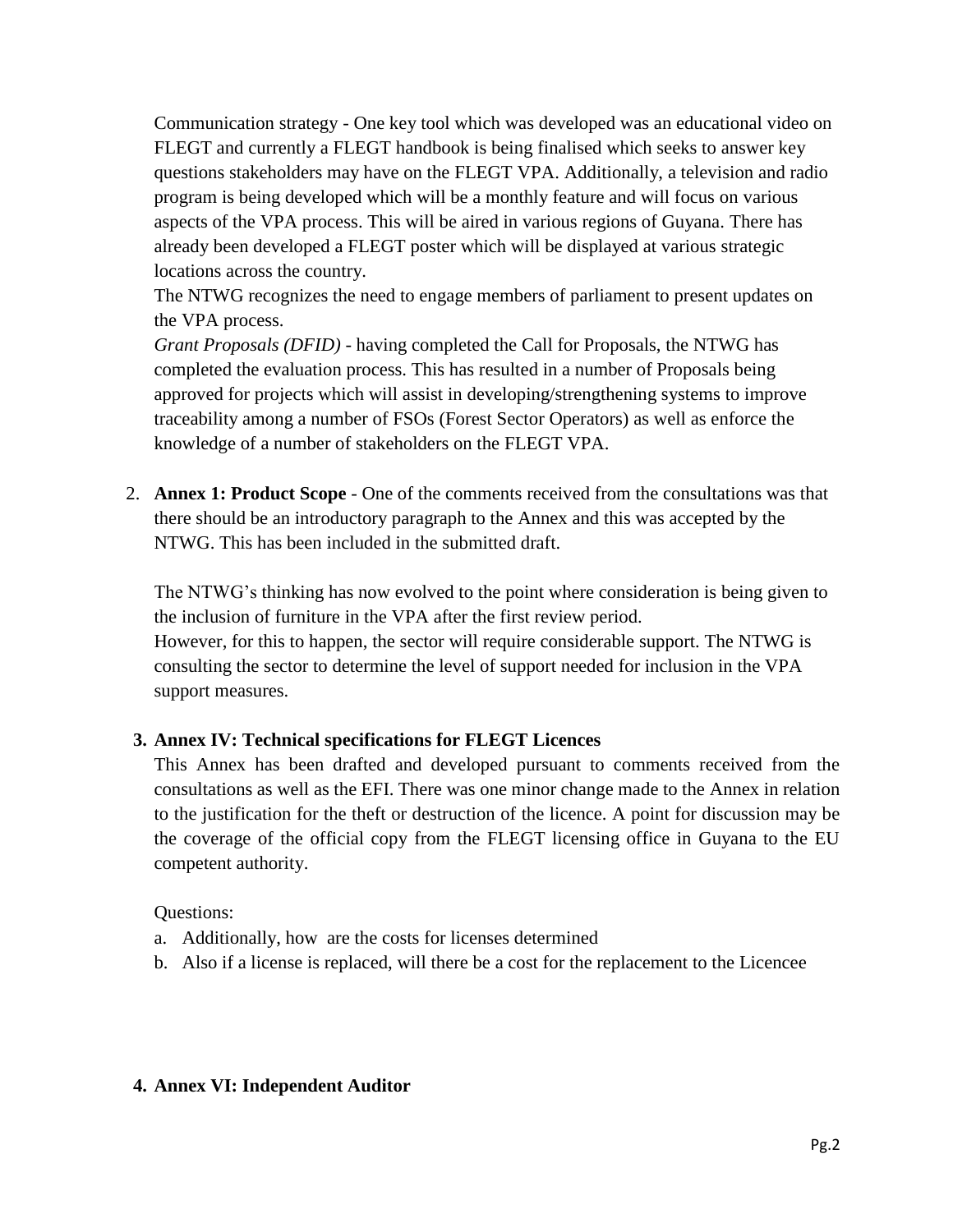Communication strategy - One key tool which was developed was an educational video on FLEGT and currently a FLEGT handbook is being finalised which seeks to answer key questions stakeholders may have on the FLEGT VPA. Additionally, a television and radio program is being developed which will be a monthly feature and will focus on various aspects of the VPA process. This will be aired in various regions of Guyana. There has already been developed a FLEGT poster which will be displayed at various strategic locations across the country.

The NTWG recognizes the need to engage members of parliament to present updates on the VPA process.

*Grant Proposals (DFID)* - having completed the Call for Proposals, the NTWG has completed the evaluation process. This has resulted in a number of Proposals being approved for projects which will assist in developing/strengthening systems to improve traceability among a number of FSOs (Forest Sector Operators) as well as enforce the knowledge of a number of stakeholders on the FLEGT VPA.

2. **Annex 1: Product Scope** - One of the comments received from the consultations was that there should be an introductory paragraph to the Annex and this was accepted by the NTWG. This has been included in the submitted draft.

   The NTWG's thinking has now evolved to the point where consideration is being given to the inclusion of furniture in the VPA after the first review period.
   However, for this to happen, the sector will require considerable support. The NTWG is consulting the sector to determine the level of support needed for inclusion in the VPA support measures.

3. **Annex IV: Technical specifications for FLEGT Licences**

   This Annex has been drafted and developed pursuant to comments received from the consultations as well as the EFI. There was one minor change made to the Annex in relation to the justification for the theft or destruction of the licence. A point for discussion may be the coverage of the official copy from the FLEGT licensing office in Guyana to the EU competent authority.

   Questions:

   a. Additionally, how are the costs for licenses determined
   b. Also if a license is replaced, will there be a cost for the replacement to the Licencee

4. **Annex VI: Independent Auditor**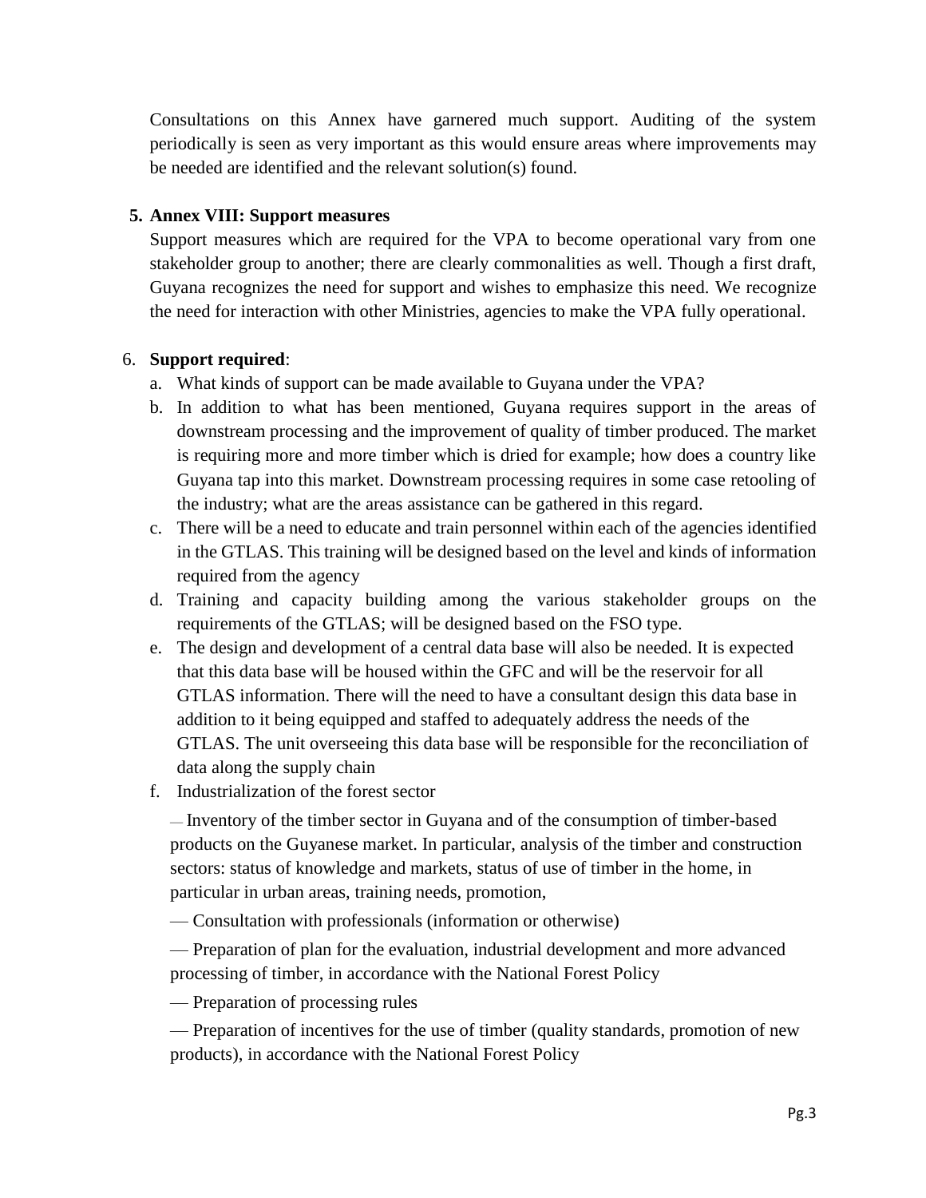Consultations on this Annex have garnered much support. Auditing of the system periodically is seen as very important as this would ensure areas where improvements may be needed are identified and the relevant solution(s) found.

5. **Annex VIII: Support measures**

Support measures which are required for the VPA to become operational vary from one stakeholder group to another; there are clearly commonalities as well. Though a first draft, Guyana recognizes the need for support and wishes to emphasize this need. We recognize the need for interaction with other Ministries, agencies to make the VPA fully operational.

6. **Support required**:
   a. What kinds of support can be made available to Guyana under the VPA?
   b. In addition to what has been mentioned, Guyana requires support in the areas of downstream processing and the improvement of quality of timber produced. The market is requiring more and more timber which is dried for example; how does a country like Guyana tap into this market. Downstream processing requires in some case retooling of the industry; what are the areas assistance can be gathered in this regard.
   c. There will be a need to educate and train personnel within each of the agencies identified in the GTLAS. This training will be designed based on the level and kinds of information required from the agency
   d. Training and capacity building among the various stakeholder groups on the requirements of the GTLAS; will be designed based on the FSO type.
   e. The design and development of a central data base will also be needed. It is expected that this data base will be housed within the GFC and will be the reservoir for all GTLAS information. There will the need to have a consultant design this data base in addition to it being equipped and staffed to adequately address the needs of the GTLAS. The unit overseeing this data base will be responsible for the reconciliation of data along the supply chain
   f. Industrialization of the forest sector

      — Inventory of the timber sector in Guyana and of the consumption of timber-based products on the Guyanese market. In particular, analysis of the timber and construction sectors: status of knowledge and markets, status of use of timber in the home, in particular in urban areas, training needs, promotion,

      — Consultation with professionals (information or otherwise)

      — Preparation of plan for the evaluation, industrial development and more advanced processing of timber, in accordance with the National Forest Policy

      — Preparation of processing rules

      — Preparation of incentives for the use of timber (quality standards, promotion of new products), in accordance with the National Forest Policy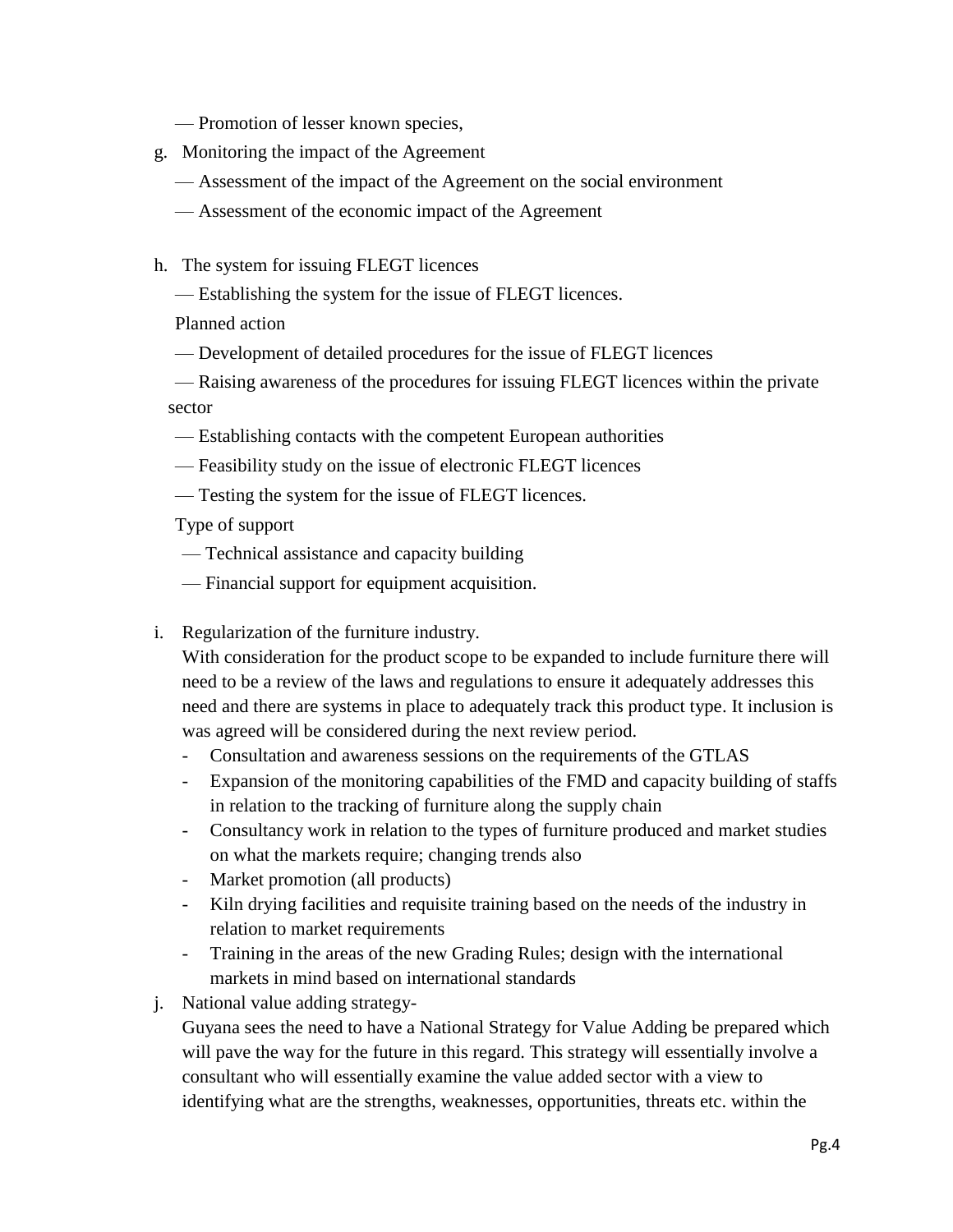— Promotion of lesser known species,

g. Monitoring the impact of the Agreement

   — Assessment of the impact of the Agreement on the social environment

   — Assessment of the economic impact of the Agreement

h. The system for issuing FLEGT licences

   — Establishing the system for the issue of FLEGT licences.

   Planned action

   — Development of detailed procedures for the issue of FLEGT licences

   — Raising awareness of the procedures for issuing FLEGT licences within the private sector

   — Establishing contacts with the competent European authorities

   — Feasibility study on the issue of electronic FLEGT licences

   — Testing the system for the issue of FLEGT licences.

   Type of support

   — Technical assistance and capacity building

   — Financial support for equipment acquisition.

i. Regularization of the furniture industry.
   With consideration for the product scope to be expanded to include furniture there will need to be a review of the laws and regulations to ensure it adequately addresses this need and there are systems in place to adequately track this product type. It inclusion is was agreed will be considered during the next review period.
   - Consultation and awareness sessions on the requirements of the GTLAS
   - Expansion of the monitoring capabilities of the FMD and capacity building of staffs in relation to the tracking of furniture along the supply chain
   - Consultancy work in relation to the types of furniture produced and market studies on what the markets require; changing trends also
   - Market promotion (all products)
   - Kiln drying facilities and requisite training based on the needs of the industry in relation to market requirements
   - Training in the areas of the new Grading Rules; design with the international markets in mind based on international standards

j. National value adding strategy-
   Guyana sees the need to have a National Strategy for Value Adding be prepared which will pave the way for the future in this regard. This strategy will essentially involve a consultant who will essentially examine the value added sector with a view to identifying what are the strengths, weaknesses, opportunities, threats etc. within the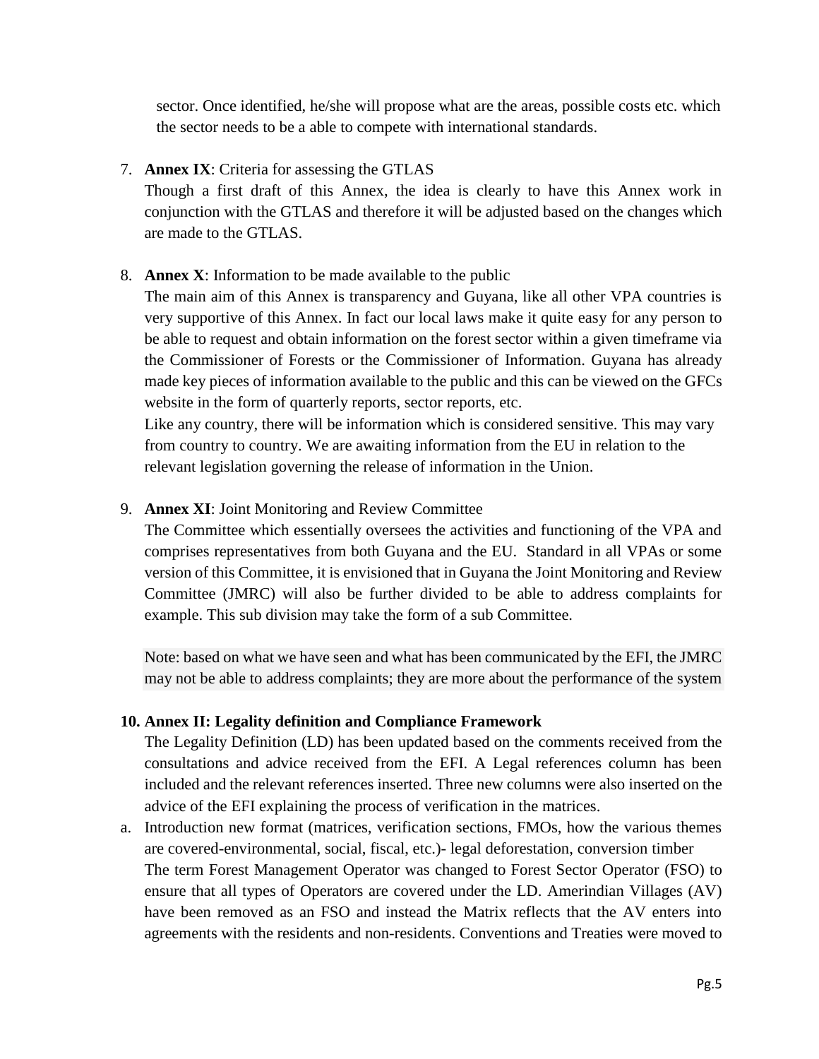sector. Once identified, he/she will propose what are the areas, possible costs etc. which the sector needs to be a able to compete with international standards.

7. **Annex IX**: Criteria for assessing the GTLAS

   Though a first draft of this Annex, the idea is clearly to have this Annex work in conjunction with the GTLAS and therefore it will be adjusted based on the changes which are made to the GTLAS.

8. **Annex X**: Information to be made available to the public

   The main aim of this Annex is transparency and Guyana, like all other VPA countries is very supportive of this Annex. In fact our local laws make it quite easy for any person to be able to request and obtain information on the forest sector within a given timeframe via the Commissioner of Forests or the Commissioner of Information. Guyana has already made key pieces of information available to the public and this can be viewed on the GFCs website in the form of quarterly reports, sector reports, etc.

   Like any country, there will be information which is considered sensitive. This may vary from country to country. We are awaiting information from the EU in relation to the relevant legislation governing the release of information in the Union.

9. **Annex XI**: Joint Monitoring and Review Committee

   The Committee which essentially oversees the activities and functioning of the VPA and comprises representatives from both Guyana and the EU. Standard in all VPAs or some version of this Committee, it is envisioned that in Guyana the Joint Monitoring and Review Committee (JMRC) will also be further divided to be able to address complaints for example. This sub division may take the form of a sub Committee.

   Note: based on what we have seen and what has been communicated by the EFI, the JMRC may not be able to address complaints; they are more about the performance of the system

10. **Annex II: Legality definition and Compliance Framework**

    The Legality Definition (LD) has been updated based on the comments received from the consultations and advice received from the EFI. A Legal references column has been included and the relevant references inserted. Three new columns were also inserted on the advice of the EFI explaining the process of verification in the matrices.

a. Introduction new format (matrices, verification sections, FMOs, how the various themes are covered-environmental, social, fiscal, etc.)- legal deforestation, conversion timber

   The term Forest Management Operator was changed to Forest Sector Operator (FSO) to ensure that all types of Operators are covered under the LD. Amerindian Villages (AV) have been removed as an FSO and instead the Matrix reflects that the AV enters into agreements with the residents and non-residents. Conventions and Treaties were moved to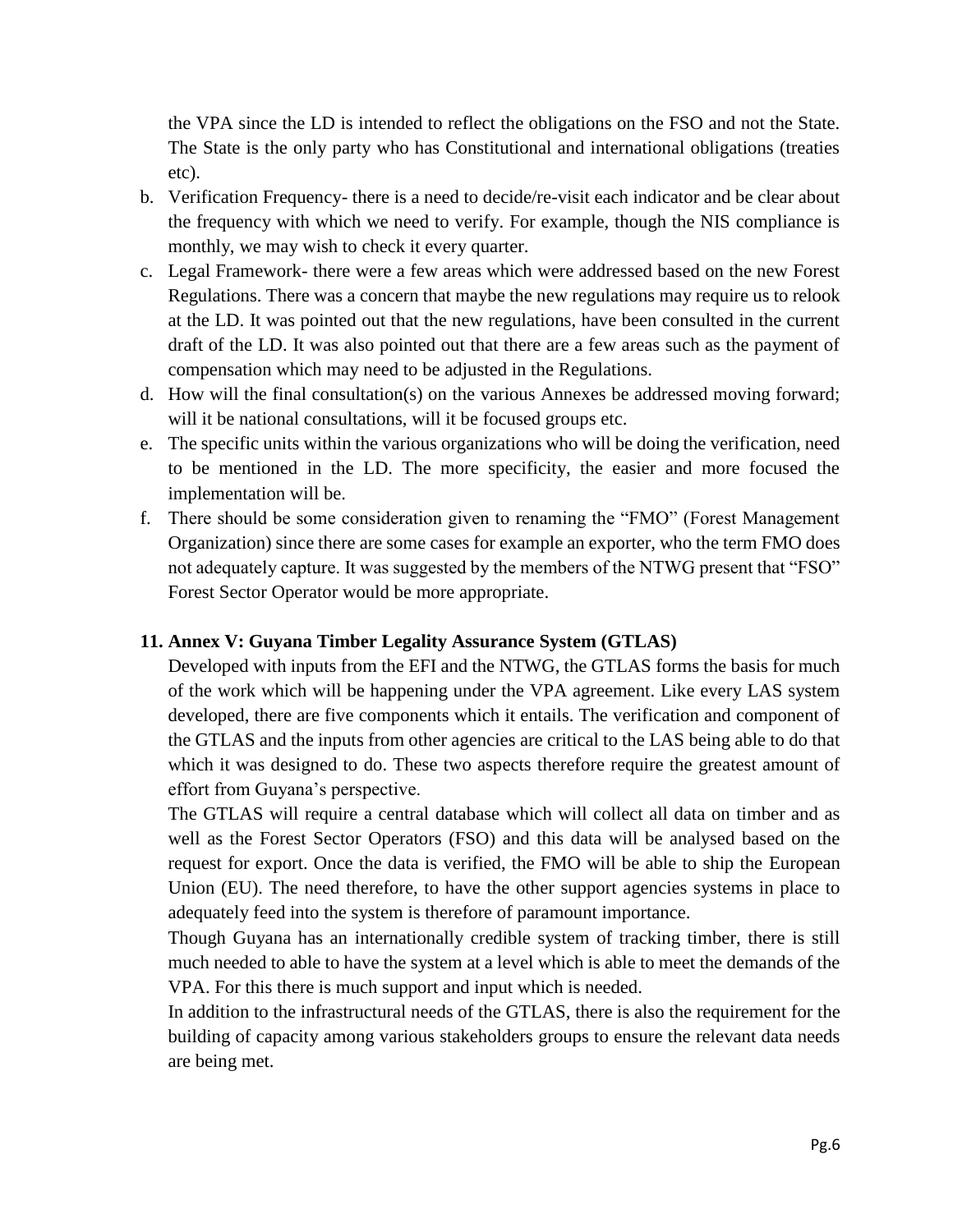the VPA since the LD is intended to reflect the obligations on the FSO and not the State. The State is the only party who has Constitutional and international obligations (treaties etc).

b. Verification Frequency- there is a need to decide/re-visit each indicator and be clear about the frequency with which we need to verify. For example, though the NIS compliance is monthly, we may wish to check it every quarter.
c. Legal Framework- there were a few areas which were addressed based on the new Forest Regulations. There was a concern that maybe the new regulations may require us to relook at the LD. It was pointed out that the new regulations, have been consulted in the current draft of the LD. It was also pointed out that there are a few areas such as the payment of compensation which may need to be adjusted in the Regulations.
d. How will the final consultation(s) on the various Annexes be addressed moving forward; will it be national consultations, will it be focused groups etc.
e. The specific units within the various organizations who will be doing the verification, need to be mentioned in the LD. The more specificity, the easier and more focused the implementation will be.
f. There should be some consideration given to renaming the "FMO" (Forest Management Organization) since there are some cases for example an exporter, who the term FMO does not adequately capture. It was suggested by the members of the NTWG present that "FSO" Forest Sector Operator would be more appropriate.

**11. Annex V: Guyana Timber Legality Assurance System (GTLAS)**

Developed with inputs from the EFI and the NTWG, the GTLAS forms the basis for much of the work which will be happening under the VPA agreement. Like every LAS system developed, there are five components which it entails. The verification and component of the GTLAS and the inputs from other agencies are critical to the LAS being able to do that which it was designed to do. These two aspects therefore require the greatest amount of effort from Guyana's perspective.

The GTLAS will require a central database which will collect all data on timber and as well as the Forest Sector Operators (FSO) and this data will be analysed based on the request for export. Once the data is verified, the FMO will be able to ship the European Union (EU). The need therefore, to have the other support agencies systems in place to adequately feed into the system is therefore of paramount importance.

Though Guyana has an internationally credible system of tracking timber, there is still much needed to able to have the system at a level which is able to meet the demands of the VPA. For this there is much support and input which is needed.

In addition to the infrastructural needs of the GTLAS, there is also the requirement for the building of capacity among various stakeholders groups to ensure the relevant data needs are being met.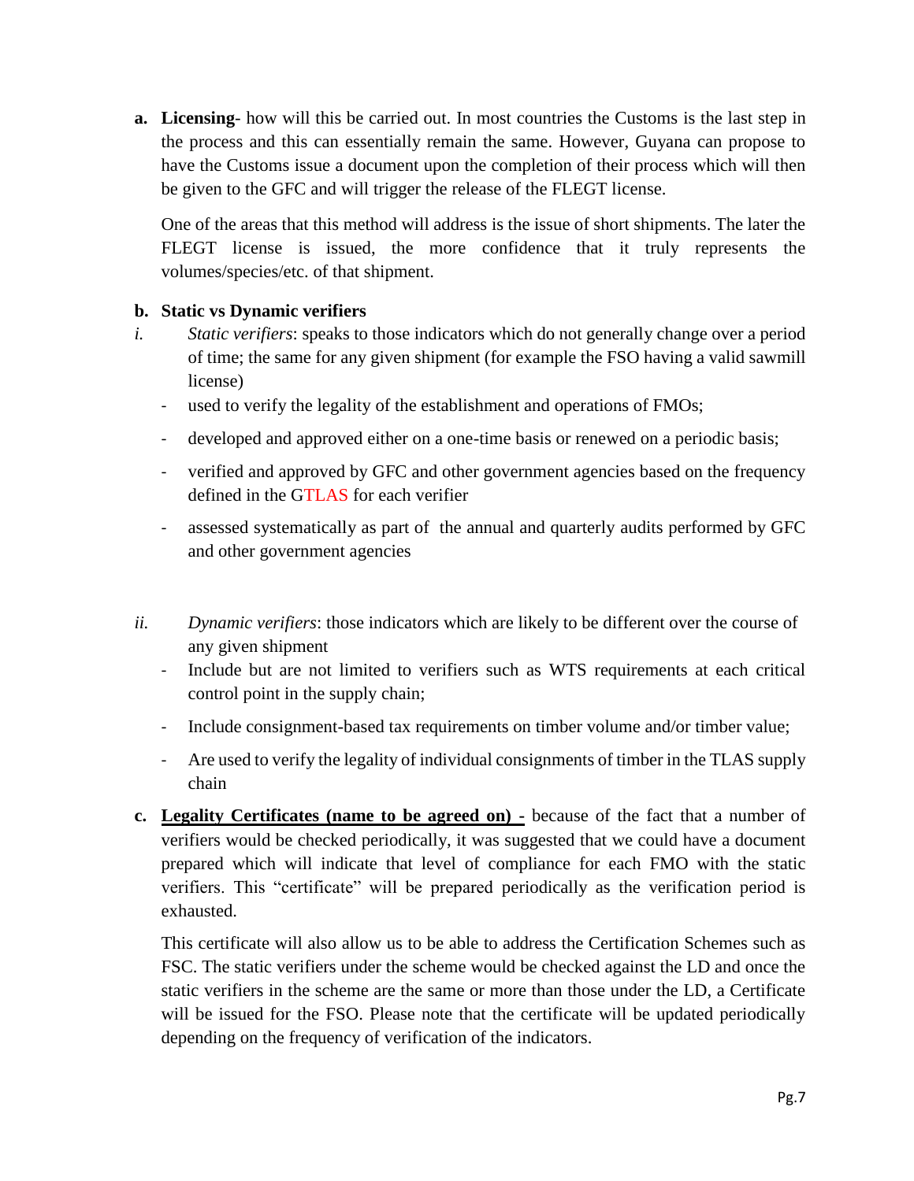**a. Licensing**- how will this be carried out. In most countries the Customs is the last step in the process and this can essentially remain the same. However, Guyana can propose to have the Customs issue a document upon the completion of their process which will then be given to the GFC and will trigger the release of the FLEGT license.

One of the areas that this method will address is the issue of short shipments. The later the FLEGT license is issued, the more confidence that it truly represents the volumes/species/etc. of that shipment.

**b. Static vs Dynamic verifiers**

i. *Static verifiers*: speaks to those indicators which do not generally change over a period of time; the same for any given shipment (for example the FSO having a valid sawmill license)
   - used to verify the legality of the establishment and operations of FMOs;
   - developed and approved either on a one-time basis or renewed on a periodic basis;
   - verified and approved by GFC and other government agencies based on the frequency defined in the GTLAS for each verifier
   - assessed systematically as part of the annual and quarterly audits performed by GFC and other government agencies

ii. *Dynamic verifiers*: those indicators which are likely to be different over the course of any given shipment
   - Include but are not limited to verifiers such as WTS requirements at each critical control point in the supply chain;
   - Include consignment-based tax requirements on timber volume and/or timber value;
   - Are used to verify the legality of individual consignments of timber in the TLAS supply chain

**c. <u>Legality Certificates (name to be agreed on) -</u>** because of the fact that a number of verifiers would be checked periodically, it was suggested that we could have a document prepared which will indicate that level of compliance for each FMO with the static verifiers. This "certificate" will be prepared periodically as the verification period is exhausted.

This certificate will also allow us to be able to address the Certification Schemes such as FSC. The static verifiers under the scheme would be checked against the LD and once the static verifiers in the scheme are the same or more than those under the LD, a Certificate will be issued for the FSO. Please note that the certificate will be updated periodically depending on the frequency of verification of the indicators.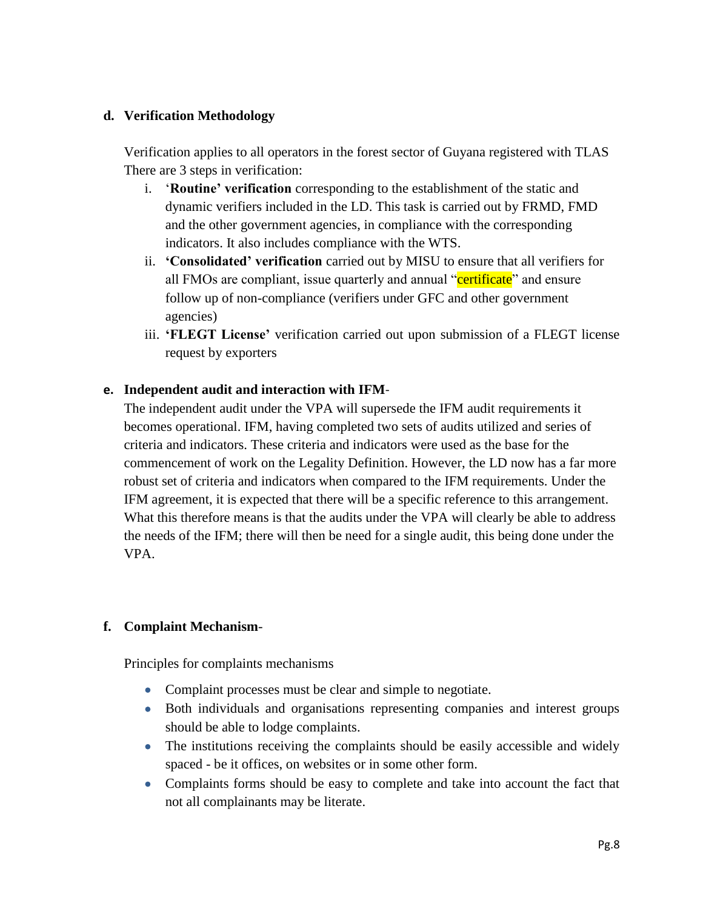#### d. Verification Methodology

Verification applies to all operators in the forest sector of Guyana registered with TLAS There are 3 steps in verification:

i. '**Routine' verification** corresponding to the establishment of the static and dynamic verifiers included in the LD. This task is carried out by FRMD, FMD and the other government agencies, in compliance with the corresponding indicators. It also includes compliance with the WTS.

ii. **'Consolidated' verification** carried out by MISU to ensure that all verifiers for all FMOs are compliant, issue quarterly and annual "certificate" and ensure follow up of non-compliance (verifiers under GFC and other government agencies)

iii. **'FLEGT License'** verification carried out upon submission of a FLEGT license request by exporters

#### e. Independent audit and interaction with IFM-

The independent audit under the VPA will supersede the IFM audit requirements it becomes operational. IFM, having completed two sets of audits utilized and series of criteria and indicators. These criteria and indicators were used as the base for the commencement of work on the Legality Definition. However, the LD now has a far more robust set of criteria and indicators when compared to the IFM requirements. Under the IFM agreement, it is expected that there will be a specific reference to this arrangement. What this therefore means is that the audits under the VPA will clearly be able to address the needs of the IFM; there will then be need for a single audit, this being done under the VPA.

#### f. Complaint Mechanism-

Principles for complaints mechanisms

- Complaint processes must be clear and simple to negotiate.
- Both individuals and organisations representing companies and interest groups should be able to lodge complaints.
- The institutions receiving the complaints should be easily accessible and widely spaced - be it offices, on websites or in some other form.
- Complaints forms should be easy to complete and take into account the fact that not all complainants may be literate.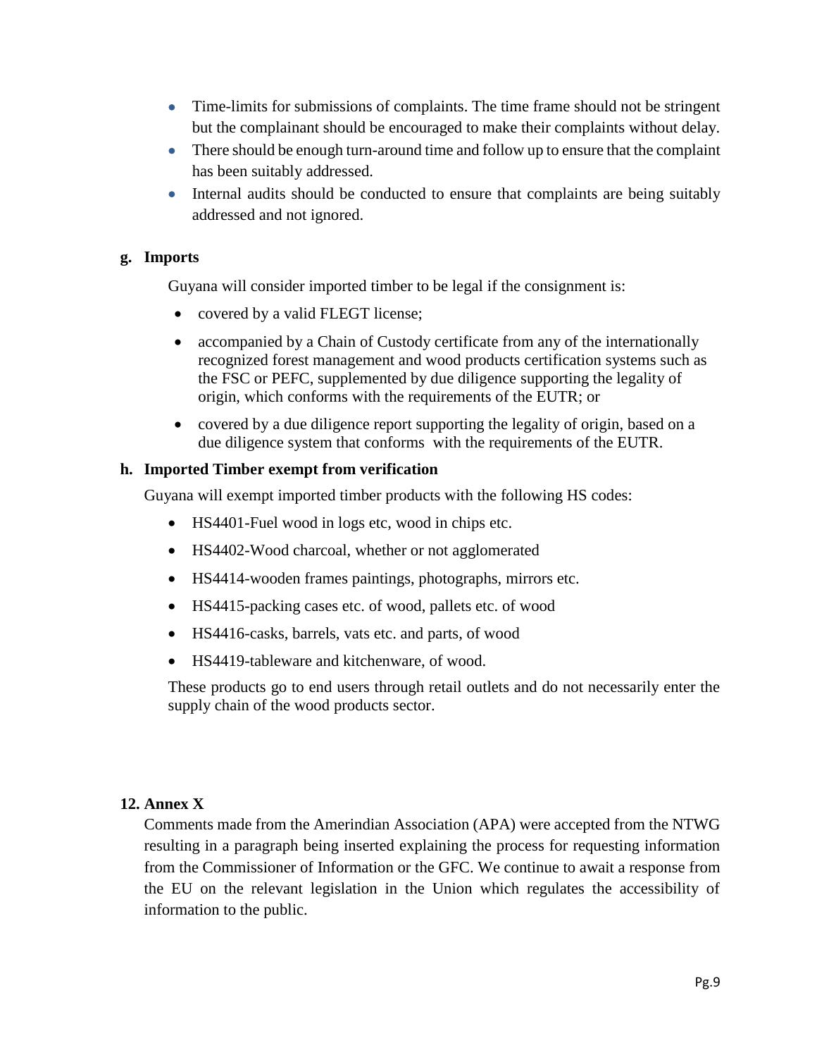- Time-limits for submissions of complaints. The time frame should not be stringent but the complainant should be encouraged to make their complaints without delay.
- There should be enough turn-around time and follow up to ensure that the complaint has been suitably addressed.
- Internal audits should be conducted to ensure that complaints are being suitably addressed and not ignored.

**g. Imports**

Guyana will consider imported timber to be legal if the consignment is:

- covered by a valid FLEGT license;
- accompanied by a Chain of Custody certificate from any of the internationally recognized forest management and wood products certification systems such as the FSC or PEFC, supplemented by due diligence supporting the legality of origin, which conforms with the requirements of the EUTR; or
- covered by a due diligence report supporting the legality of origin, based on a due diligence system that conforms with the requirements of the EUTR.

**h. Imported Timber exempt from verification**

Guyana will exempt imported timber products with the following HS codes:

- HS4401-Fuel wood in logs etc, wood in chips etc.
- HS4402-Wood charcoal, whether or not agglomerated
- HS4414-wooden frames paintings, photographs, mirrors etc.
- HS4415-packing cases etc. of wood, pallets etc. of wood
- HS4416-casks, barrels, vats etc. and parts, of wood
- HS4419-tableware and kitchenware, of wood.

These products go to end users through retail outlets and do not necessarily enter the supply chain of the wood products sector.

**12. Annex X**

Comments made from the Amerindian Association (APA) were accepted from the NTWG resulting in a paragraph being inserted explaining the process for requesting information from the Commissioner of Information or the GFC. We continue to await a response from the EU on the relevant legislation in the Union which regulates the accessibility of information to the public.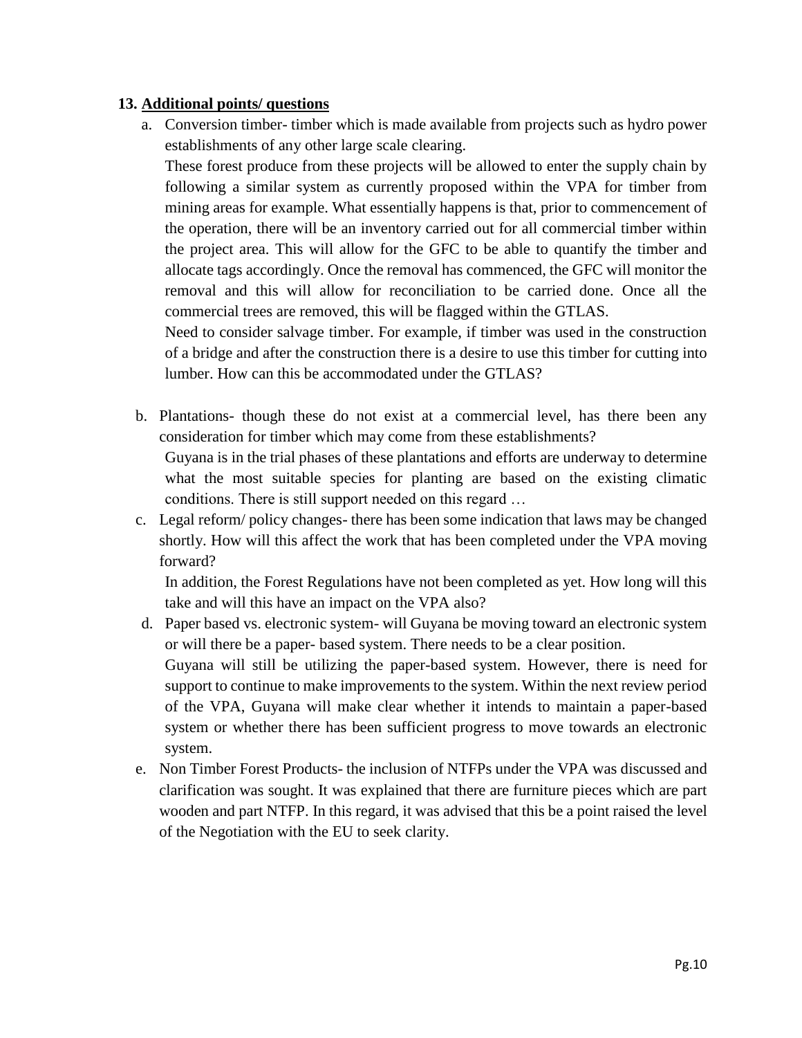## 13. Additional points/ questions

a. Conversion timber- timber which is made available from projects such as hydro power establishments of any other large scale clearing.

   These forest produce from these projects will be allowed to enter the supply chain by following a similar system as currently proposed within the VPA for timber from mining areas for example. What essentially happens is that, prior to commencement of the operation, there will be an inventory carried out for all commercial timber within the project area. This will allow for the GFC to be able to quantify the timber and allocate tags accordingly. Once the removal has commenced, the GFC will monitor the removal and this will allow for reconciliation to be carried done. Once all the commercial trees are removed, this will be flagged within the GTLAS.

   Need to consider salvage timber. For example, if timber was used in the construction of a bridge and after the construction there is a desire to use this timber for cutting into lumber. How can this be accommodated under the GTLAS?

b. Plantations- though these do not exist at a commercial level, has there been any consideration for timber which may come from these establishments?

   Guyana is in the trial phases of these plantations and efforts are underway to determine what the most suitable species for planting are based on the existing climatic conditions. There is still support needed on this regard …

c. Legal reform/ policy changes- there has been some indication that laws may be changed shortly. How will this affect the work that has been completed under the VPA moving forward?

   In addition, the Forest Regulations have not been completed as yet. How long will this take and will this have an impact on the VPA also?

d. Paper based vs. electronic system- will Guyana be moving toward an electronic system or will there be a paper- based system. There needs to be a clear position.

   Guyana will still be utilizing the paper-based system. However, there is need for support to continue to make improvements to the system. Within the next review period of the VPA, Guyana will make clear whether it intends to maintain a paper-based system or whether there has been sufficient progress to move towards an electronic system.

e. Non Timber Forest Products- the inclusion of NTFPs under the VPA was discussed and clarification was sought. It was explained that there are furniture pieces which are part wooden and part NTFP. In this regard, it was advised that this be a point raised the level of the Negotiation with the EU to seek clarity.